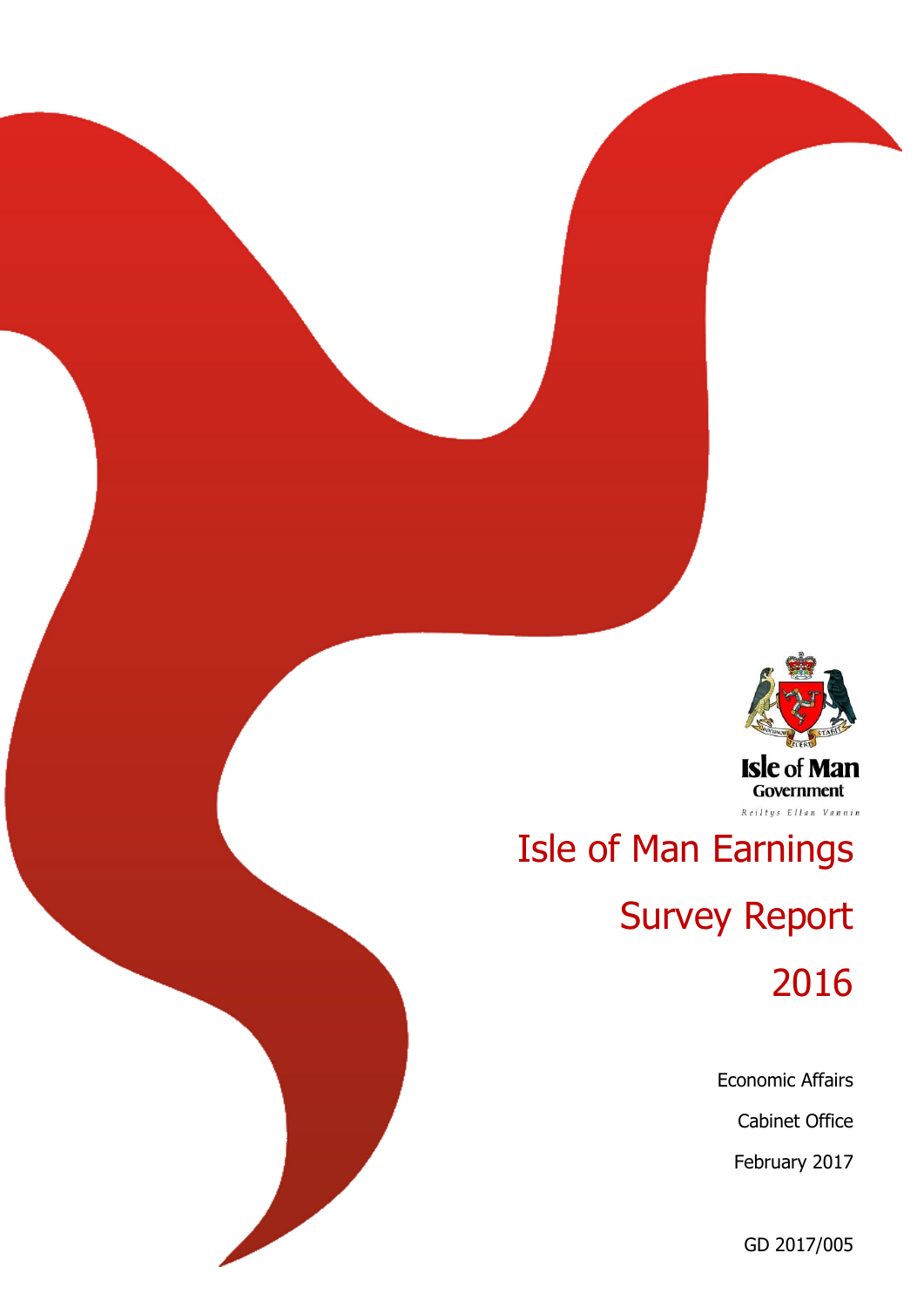Isle of Man Government

Reiltys Ellan Vannin

# Isle of Man Earnings Survey Report 2016

Economic Affairs

Cabinet Office

February 2017

GD 2017/005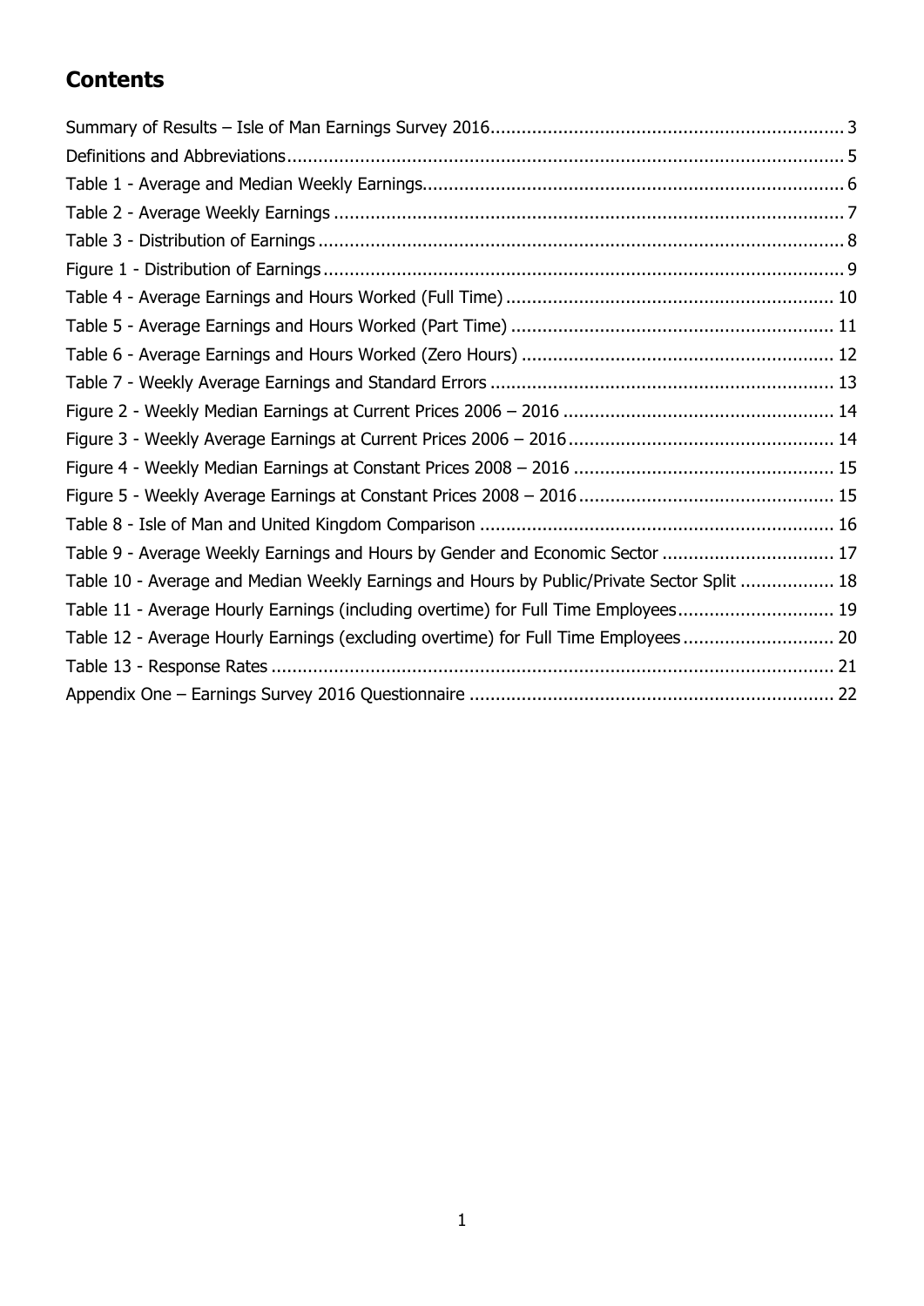## Contents

- Summary of Results – Isle of Man Earnings Survey 2016 .... 3
- Definitions and Abbreviations .... 5
- Table 1 - Average and Median Weekly Earnings .... 6
- Table 2 - Average Weekly Earnings .... 7
- Table 3 - Distribution of Earnings .... 8
- Figure 1 - Distribution of Earnings .... 9
- Table 4 - Average Earnings and Hours Worked (Full Time) .... 10
- Table 5 - Average Earnings and Hours Worked (Part Time) .... 11
- Table 6 - Average Earnings and Hours Worked (Zero Hours) .... 12
- Table 7 - Weekly Average Earnings and Standard Errors .... 13
- Figure 2 - Weekly Median Earnings at Current Prices 2006 – 2016 .... 14
- Figure 3 - Weekly Average Earnings at Current Prices 2006 – 2016 .... 14
- Figure 4 - Weekly Median Earnings at Constant Prices 2008 – 2016 .... 15
- Figure 5 - Weekly Average Earnings at Constant Prices 2008 – 2016 .... 15
- Table 8 - Isle of Man and United Kingdom Comparison .... 16
- Table 9 - Average Weekly Earnings and Hours by Gender and Economic Sector .... 17
- Table 10 - Average and Median Weekly Earnings and Hours by Public/Private Sector Split .... 18
- Table 11 - Average Hourly Earnings (including overtime) for Full Time Employees .... 19
- Table 12 - Average Hourly Earnings (excluding overtime) for Full Time Employees .... 20
- Table 13 - Response Rates .... 21
- Appendix One – Earnings Survey 2016 Questionnaire .... 22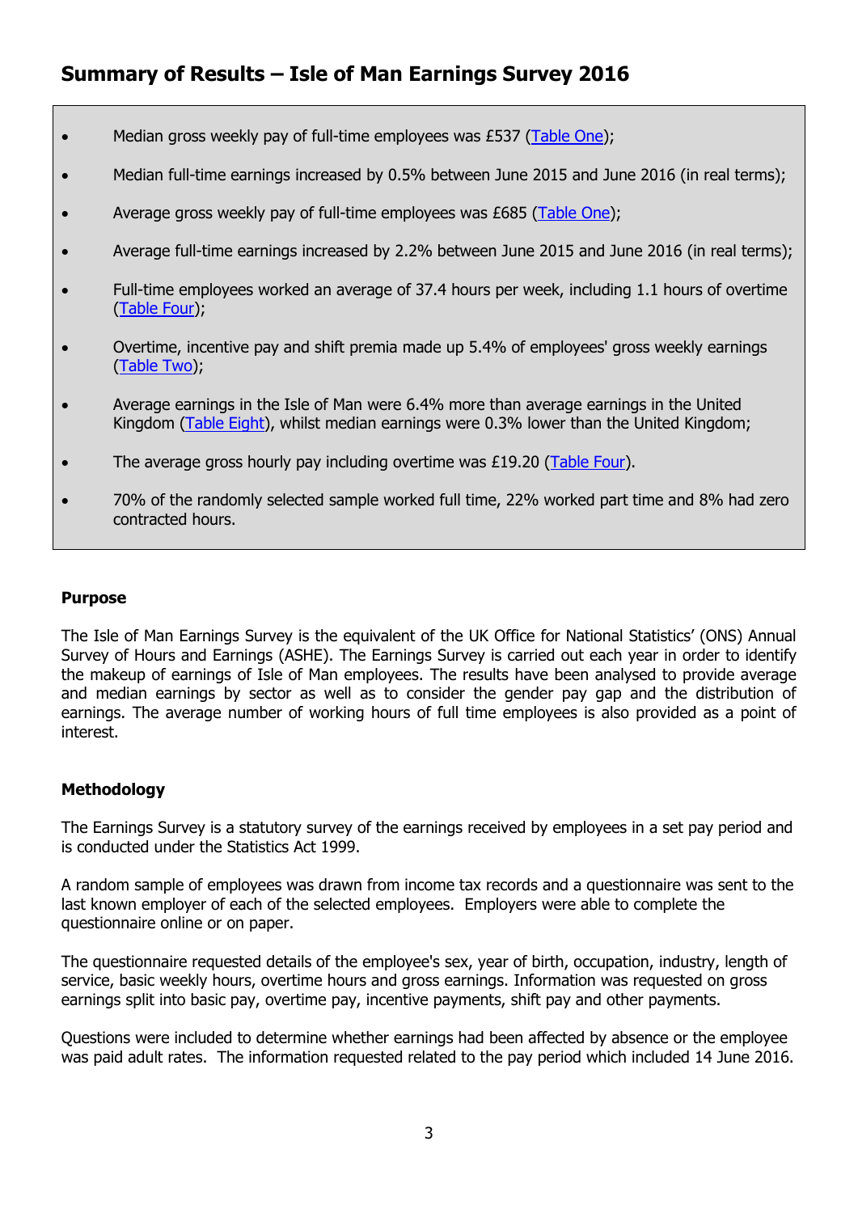## Summary of Results – Isle of Man Earnings Survey 2016

- Median gross weekly pay of full-time employees was £537 (Table One);
- Median full-time earnings increased by 0.5% between June 2015 and June 2016 (in real terms);
- Average gross weekly pay of full-time employees was £685 (Table One);
- Average full-time earnings increased by 2.2% between June 2015 and June 2016 (in real terms);
- Full-time employees worked an average of 37.4 hours per week, including 1.1 hours of overtime (Table Four);
- Overtime, incentive pay and shift premia made up 5.4% of employees' gross weekly earnings (Table Two);
- Average earnings in the Isle of Man were 6.4% more than average earnings in the United Kingdom (Table Eight), whilst median earnings were 0.3% lower than the United Kingdom;
- The average gross hourly pay including overtime was £19.20 (Table Four).
- 70% of the randomly selected sample worked full time, 22% worked part time and 8% had zero contracted hours.

### Purpose

The Isle of Man Earnings Survey is the equivalent of the UK Office for National Statistics' (ONS) Annual Survey of Hours and Earnings (ASHE). The Earnings Survey is carried out each year in order to identify the makeup of earnings of Isle of Man employees. The results have been analysed to provide average and median earnings by sector as well as to consider the gender pay gap and the distribution of earnings. The average number of working hours of full time employees is also provided as a point of interest.

### Methodology

The Earnings Survey is a statutory survey of the earnings received by employees in a set pay period and is conducted under the Statistics Act 1999.

A random sample of employees was drawn from income tax records and a questionnaire was sent to the last known employer of each of the selected employees. Employers were able to complete the questionnaire online or on paper.

The questionnaire requested details of the employee's sex, year of birth, occupation, industry, length of service, basic weekly hours, overtime hours and gross earnings. Information was requested on gross earnings split into basic pay, overtime pay, incentive payments, shift pay and other payments.

Questions were included to determine whether earnings had been affected by absence or the employee was paid adult rates. The information requested related to the pay period which included 14 June 2016.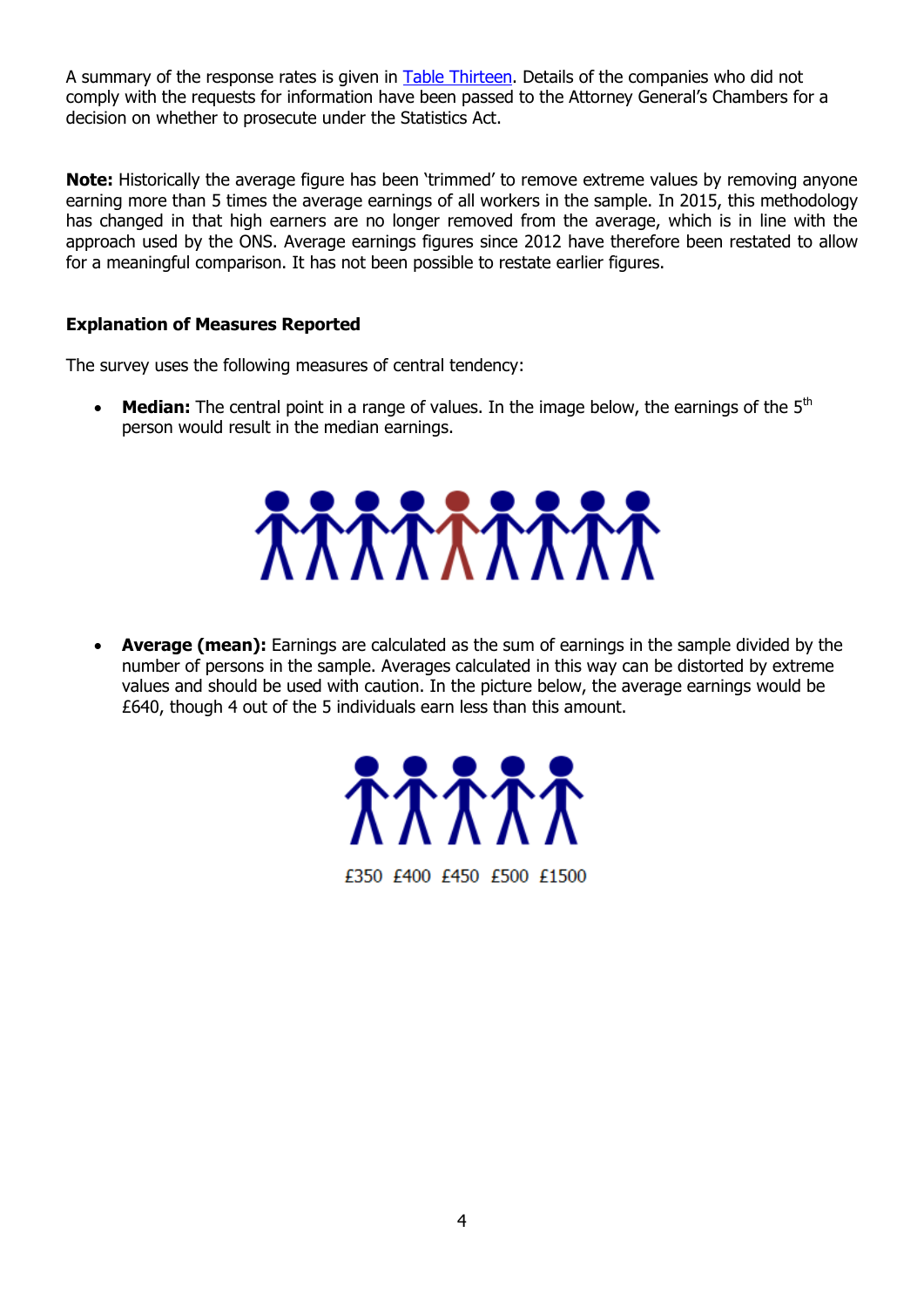A summary of the response rates is given in Table Thirteen. Details of the companies who did not comply with the requests for information have been passed to the Attorney General's Chambers for a decision on whether to prosecute under the Statistics Act.

**Note:** Historically the average figure has been 'trimmed' to remove extreme values by removing anyone earning more than 5 times the average earnings of all workers in the sample. In 2015, this methodology has changed in that high earners are no longer removed from the average, which is in line with the approach used by the ONS. Average earnings figures since 2012 have therefore been restated to allow for a meaningful comparison. It has not been possible to restate earlier figures.

### Explanation of Measures Reported

The survey uses the following measures of central tendency:

- **Median:** The central point in a range of values. In the image below, the earnings of the 5th person would result in the median earnings.

- **Average (mean):** Earnings are calculated as the sum of earnings in the sample divided by the number of persons in the sample. Averages calculated in this way can be distorted by extreme values and should be used with caution. In the picture below, the average earnings would be £640, though 4 out of the 5 individuals earn less than this amount.

£350 £400 £450 £500 £1500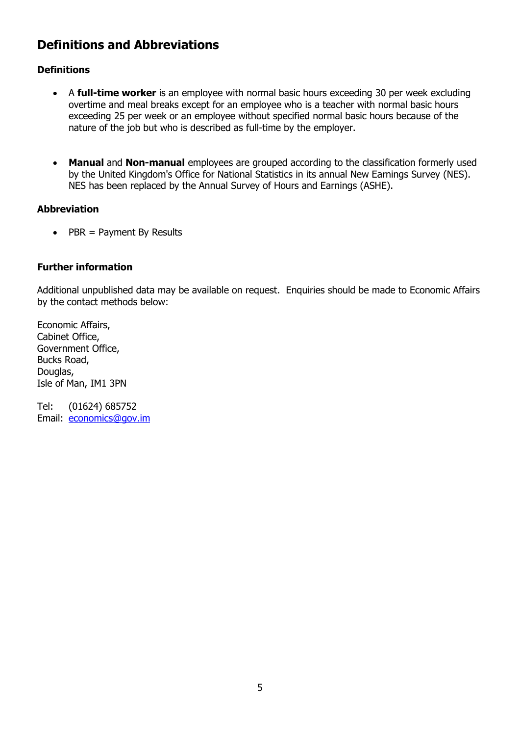## Definitions and Abbreviations

### Definitions

- A **full-time worker** is an employee with normal basic hours exceeding 30 per week excluding overtime and meal breaks except for an employee who is a teacher with normal basic hours exceeding 25 per week or an employee without specified normal basic hours because of the nature of the job but who is described as full-time by the employer.

- **Manual** and **Non-manual** employees are grouped according to the classification formerly used by the United Kingdom's Office for National Statistics in its annual New Earnings Survey (NES). NES has been replaced by the Annual Survey of Hours and Earnings (ASHE).

### Abbreviation

- PBR = Payment By Results

### Further information

Additional unpublished data may be available on request. Enquiries should be made to Economic Affairs by the contact methods below:

Economic Affairs,
Cabinet Office,
Government Office,
Bucks Road,
Douglas,
Isle of Man, IM1 3PN

Tel: (01624) 685752
Email: economics@gov.im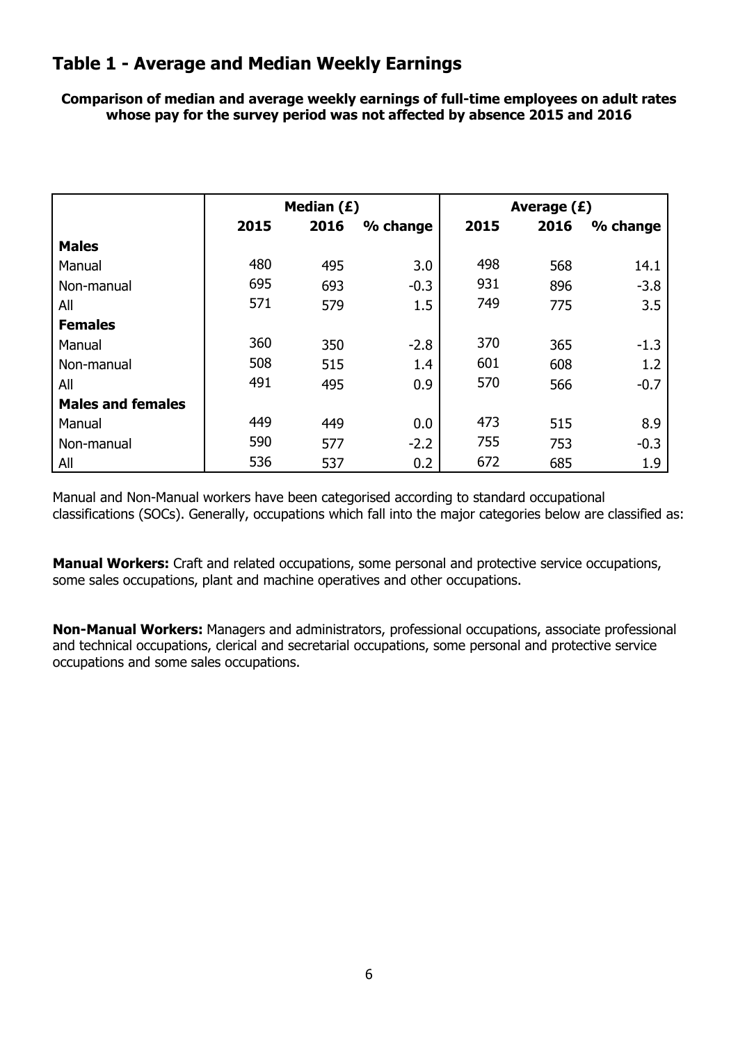## Table 1 - Average and Median Weekly Earnings

**Comparison of median and average weekly earnings of full-time employees on adult rates whose pay for the survey period was not affected by absence 2015 and 2016**

| | Median (£) | | | Average (£) | | |
|---|---|---|---|---|---|---|
| | **2015** | **2016** | **% change** | **2015** | **2016** | **% change** |
| **Males** | | | | | | |
| Manual | 480 | 495 | 3.0 | 498 | 568 | 14.1 |
| Non-manual | 695 | 693 | -0.3 | 931 | 896 | -3.8 |
| All | 571 | 579 | 1.5 | 749 | 775 | 3.5 |
| **Females** | | | | | | |
| Manual | 360 | 350 | -2.8 | 370 | 365 | -1.3 |
| Non-manual | 508 | 515 | 1.4 | 601 | 608 | 1.2 |
| All | 491 | 495 | 0.9 | 570 | 566 | -0.7 |
| **Males and females** | | | | | | |
| Manual | 449 | 449 | 0.0 | 473 | 515 | 8.9 |
| Non-manual | 590 | 577 | -2.2 | 755 | 753 | -0.3 |
| All | 536 | 537 | 0.2 | 672 | 685 | 1.9 |

Manual and Non-Manual workers have been categorised according to standard occupational classifications (SOCs). Generally, occupations which fall into the major categories below are classified as:

**Manual Workers:** Craft and related occupations, some personal and protective service occupations, some sales occupations, plant and machine operatives and other occupations.

**Non-Manual Workers:** Managers and administrators, professional occupations, associate professional and technical occupations, clerical and secretarial occupations, some personal and protective service occupations and some sales occupations.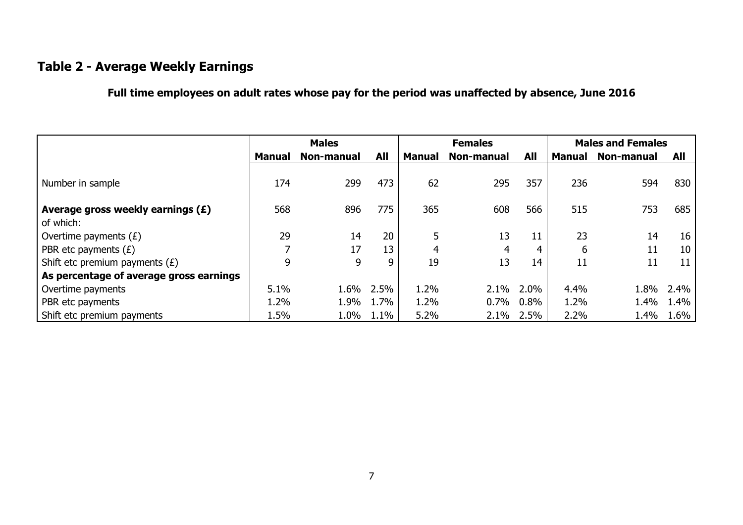## Table 2 - Average Weekly Earnings

**Full time employees on adult rates whose pay for the period was unaffected by absence, June 2016**

| | Males | | | Females | | | Males and Females | | |
|---|---|---|---|---|---|---|---|---|---|
| | **Manual** | **Non-manual** | **All** | **Manual** | **Non-manual** | **All** | **Manual** | **Non-manual** | **All** |
| Number in sample | 174 | 299 | 473 | 62 | 295 | 357 | 236 | 594 | 830 |
| **Average gross weekly earnings (£)** | 568 | 896 | 775 | 365 | 608 | 566 | 515 | 753 | 685 |
| of which: | | | | | | | | | |
| Overtime payments (£) | 29 | 14 | 20 | 5 | 13 | 11 | 23 | 14 | 16 |
| PBR etc payments (£) | 7 | 17 | 13 | 4 | 4 | 4 | 6 | 11 | 10 |
| Shift etc premium payments (£) | 9 | 9 | 9 | 19 | 13 | 14 | 11 | 11 | 11 |
| **As percentage of average gross earnings** | | | | | | | | | |
| Overtime payments | 5.1% | 1.6% | 2.5% | 1.2% | 2.1% | 2.0% | 4.4% | 1.8% | 2.4% |
| PBR etc payments | 1.2% | 1.9% | 1.7% | 1.2% | 0.7% | 0.8% | 1.2% | 1.4% | 1.4% |
| Shift etc premium payments | 1.5% | 1.0% | 1.1% | 5.2% | 2.1% | 2.5% | 2.2% | 1.4% | 1.6% |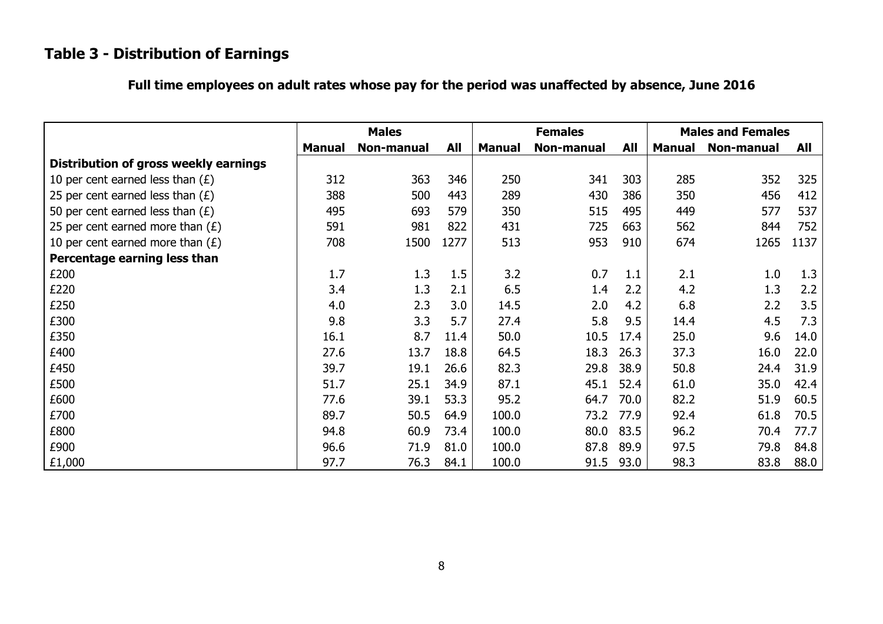## Table 3 - Distribution of Earnings

**Full time employees on adult rates whose pay for the period was unaffected by absence, June 2016**

| | Males | | | Females | | | Males and Females | | |
|---|---|---|---|---|---|---|---|---|---|
| | **Manual** | **Non-manual** | **All** | **Manual** | **Non-manual** | **All** | **Manual** | **Non-manual** | **All** |
| **Distribution of gross weekly earnings** | | | | | | | | | |
| 10 per cent earned less than (£) | 312 | 363 | 346 | 250 | 341 | 303 | 285 | 352 | 325 |
| 25 per cent earned less than (£) | 388 | 500 | 443 | 289 | 430 | 386 | 350 | 456 | 412 |
| 50 per cent earned less than (£) | 495 | 693 | 579 | 350 | 515 | 495 | 449 | 577 | 537 |
| 25 per cent earned more than (£) | 591 | 981 | 822 | 431 | 725 | 663 | 562 | 844 | 752 |
| 10 per cent earned more than (£) | 708 | 1500 | 1277 | 513 | 953 | 910 | 674 | 1265 | 1137 |
| **Percentage earning less than** | | | | | | | | | |
| £200 | 1.7 | 1.3 | 1.5 | 3.2 | 0.7 | 1.1 | 2.1 | 1.0 | 1.3 |
| £220 | 3.4 | 1.3 | 2.1 | 6.5 | 1.4 | 2.2 | 4.2 | 1.3 | 2.2 |
| £250 | 4.0 | 2.3 | 3.0 | 14.5 | 2.0 | 4.2 | 6.8 | 2.2 | 3.5 |
| £300 | 9.8 | 3.3 | 5.7 | 27.4 | 5.8 | 9.5 | 14.4 | 4.5 | 7.3 |
| £350 | 16.1 | 8.7 | 11.4 | 50.0 | 10.5 | 17.4 | 25.0 | 9.6 | 14.0 |
| £400 | 27.6 | 13.7 | 18.8 | 64.5 | 18.3 | 26.3 | 37.3 | 16.0 | 22.0 |
| £450 | 39.7 | 19.1 | 26.6 | 82.3 | 29.8 | 38.9 | 50.8 | 24.4 | 31.9 |
| £500 | 51.7 | 25.1 | 34.9 | 87.1 | 45.1 | 52.4 | 61.0 | 35.0 | 42.4 |
| £600 | 77.6 | 39.1 | 53.3 | 95.2 | 64.7 | 70.0 | 82.2 | 51.9 | 60.5 |
| £700 | 89.7 | 50.5 | 64.9 | 100.0 | 73.2 | 77.9 | 92.4 | 61.8 | 70.5 |
| £800 | 94.8 | 60.9 | 73.4 | 100.0 | 80.0 | 83.5 | 96.2 | 70.4 | 77.7 |
| £900 | 96.6 | 71.9 | 81.0 | 100.0 | 87.8 | 89.9 | 97.5 | 79.8 | 84.8 |
| £1,000 | 97.7 | 76.3 | 84.1 | 100.0 | 91.5 | 93.0 | 98.3 | 83.8 | 88.0 |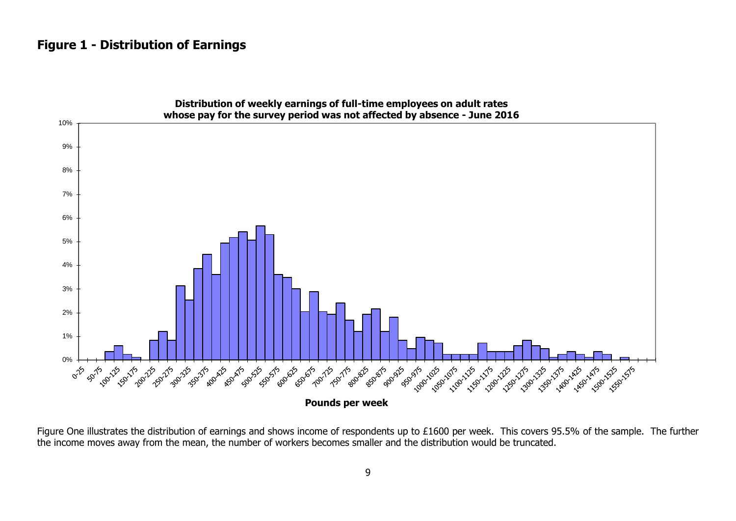## Figure 1 - Distribution of Earnings

Figure One illustrates the distribution of earnings and shows income of respondents up to £1600 per week. This covers 95.5% of the sample. The further the income moves away from the mean, the number of workers becomes smaller and the distribution would be truncated.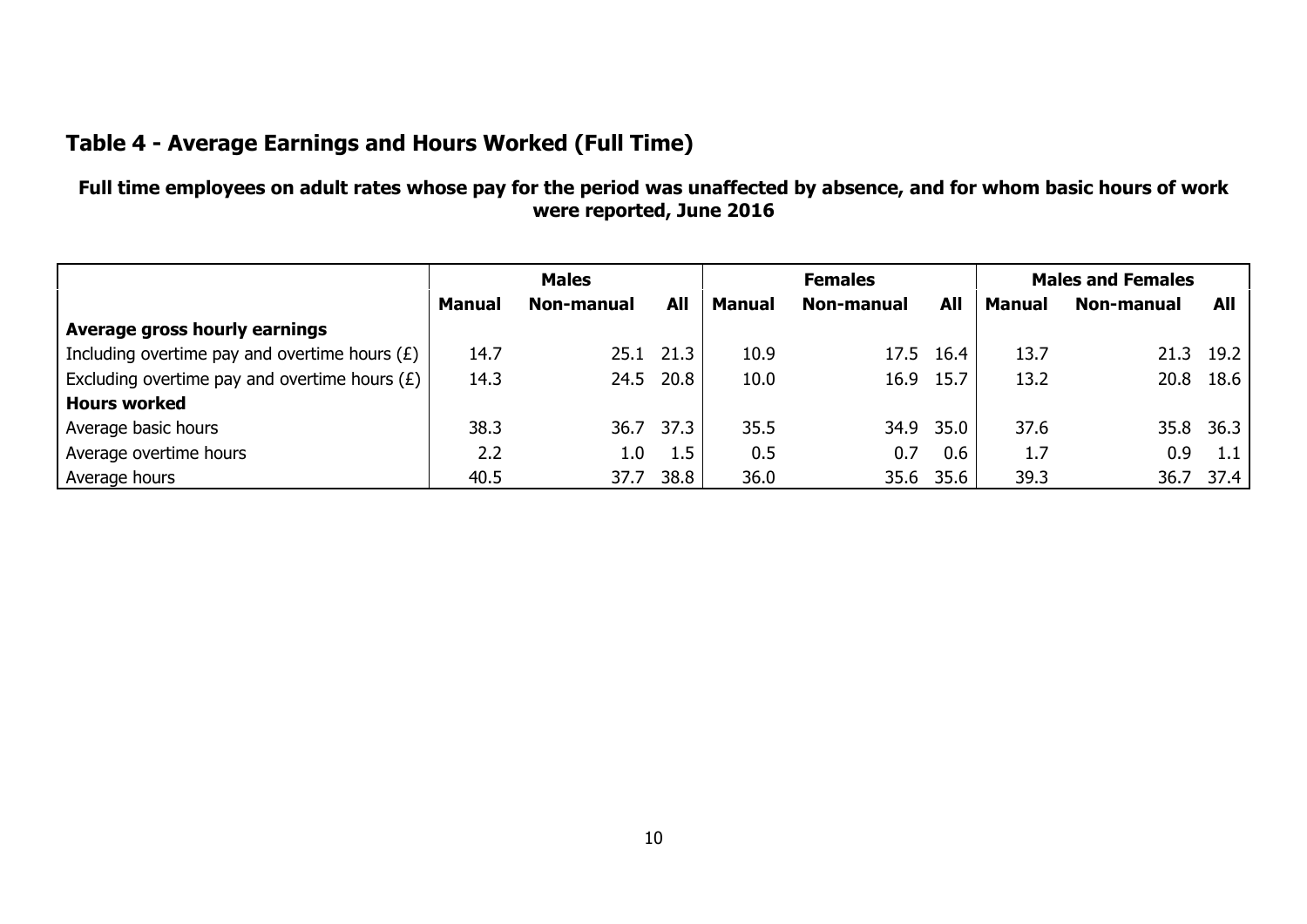## Table 4 - Average Earnings and Hours Worked (Full Time)

**Full time employees on adult rates whose pay for the period was unaffected by absence, and for whom basic hours of work were reported, June 2016**

| | Males | | | Females | | | Males and Females | | |
|---|---|---|---|---|---|---|---|---|---|
| | **Manual** | **Non-manual** | **All** | **Manual** | **Non-manual** | **All** | **Manual** | **Non-manual** | **All** |
| **Average gross hourly earnings** | | | | | | | | | |
| Including overtime pay and overtime hours (£) | 14.7 | 25.1 | 21.3 | 10.9 | 17.5 | 16.4 | 13.7 | 21.3 | 19.2 |
| Excluding overtime pay and overtime hours (£) | 14.3 | 24.5 | 20.8 | 10.0 | 16.9 | 15.7 | 13.2 | 20.8 | 18.6 |
| **Hours worked** | | | | | | | | | |
| Average basic hours | 38.3 | 36.7 | 37.3 | 35.5 | 34.9 | 35.0 | 37.6 | 35.8 | 36.3 |
| Average overtime hours | 2.2 | 1.0 | 1.5 | 0.5 | 0.7 | 0.6 | 1.7 | 0.9 | 1.1 |
| Average hours | 40.5 | 37.7 | 38.8 | 36.0 | 35.6 | 35.6 | 39.3 | 36.7 | 37.4 |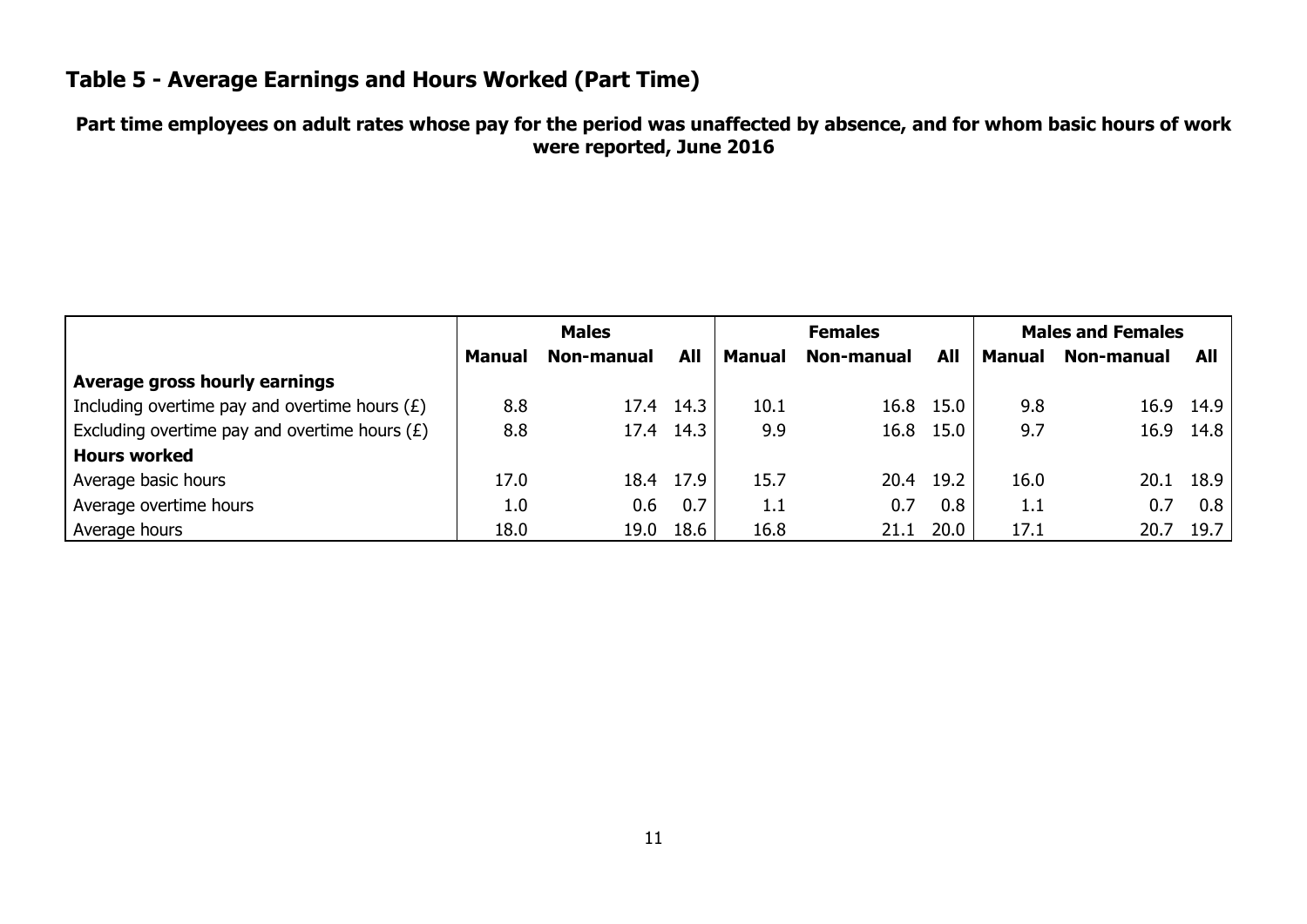## Table 5 - Average Earnings and Hours Worked (Part Time)

**Part time employees on adult rates whose pay for the period was unaffected by absence, and for whom basic hours of work were reported, June 2016**

| | Males | | | Females | | | Males and Females | | |
|---|---|---|---|---|---|---|---|---|---|
| | **Manual** | **Non-manual** | **All** | **Manual** | **Non-manual** | **All** | **Manual** | **Non-manual** | **All** |
| **Average gross hourly earnings** | | | | | | | | | |
| Including overtime pay and overtime hours (£) | 8.8 | 17.4 | 14.3 | 10.1 | 16.8 | 15.0 | 9.8 | 16.9 | 14.9 |
| Excluding overtime pay and overtime hours (£) | 8.8 | 17.4 | 14.3 | 9.9 | 16.8 | 15.0 | 9.7 | 16.9 | 14.8 |
| **Hours worked** | | | | | | | | | |
| Average basic hours | 17.0 | 18.4 | 17.9 | 15.7 | 20.4 | 19.2 | 16.0 | 20.1 | 18.9 |
| Average overtime hours | 1.0 | 0.6 | 0.7 | 1.1 | 0.7 | 0.8 | 1.1 | 0.7 | 0.8 |
| Average hours | 18.0 | 19.0 | 18.6 | 16.8 | 21.1 | 20.0 | 17.1 | 20.7 | 19.7 |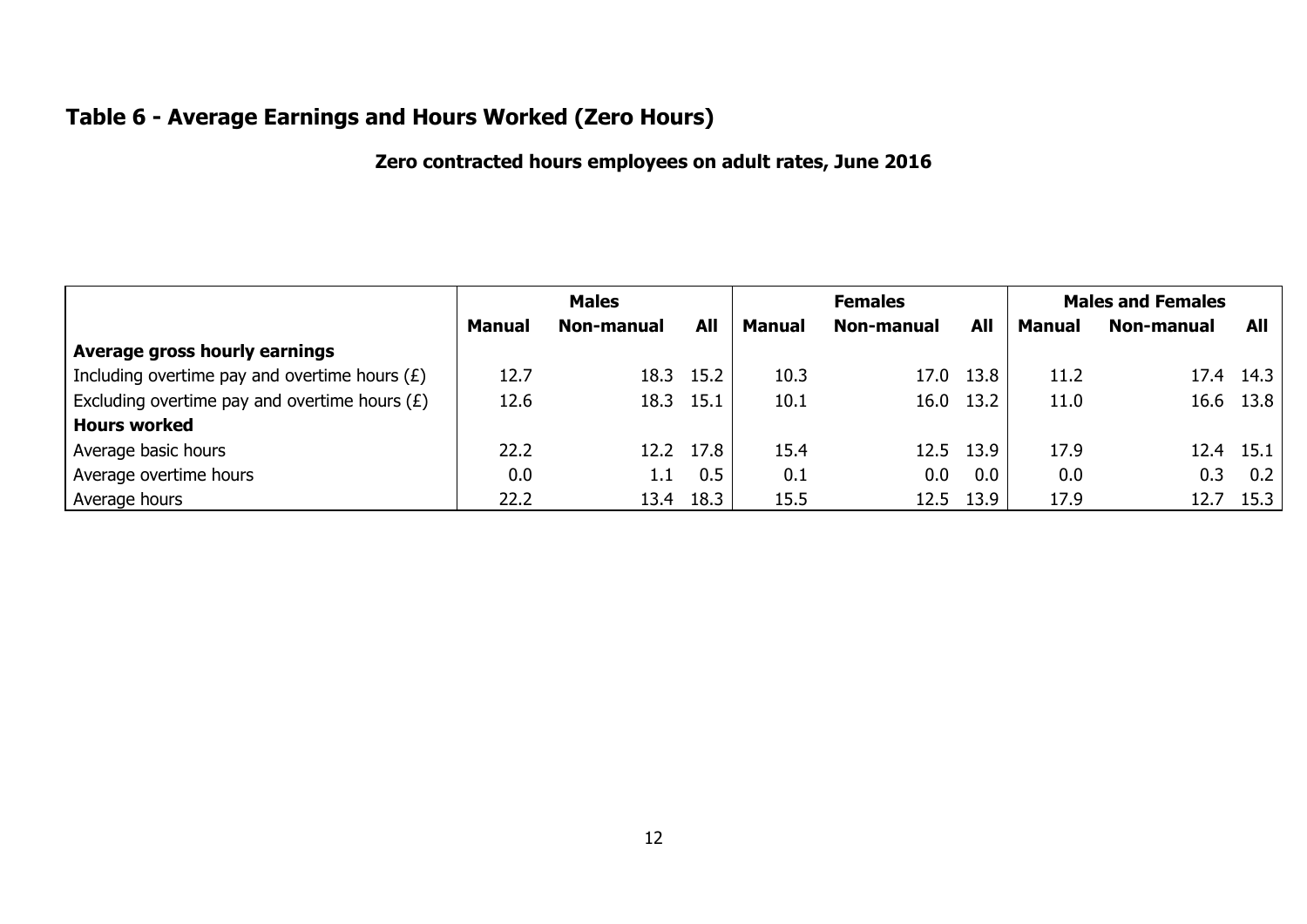## Table 6 - Average Earnings and Hours Worked (Zero Hours)

**Zero contracted hours employees on adult rates, June 2016**

| | Males | | | Females | | | Males and Females | | |
|---|---|---|---|---|---|---|---|---|---|
| | **Manual** | **Non-manual** | **All** | **Manual** | **Non-manual** | **All** | **Manual** | **Non-manual** | **All** |
| **Average gross hourly earnings** | | | | | | | | | |
| Including overtime pay and overtime hours (£) | 12.7 | 18.3 | 15.2 | 10.3 | 17.0 | 13.8 | 11.2 | 17.4 | 14.3 |
| Excluding overtime pay and overtime hours (£) | 12.6 | 18.3 | 15.1 | 10.1 | 16.0 | 13.2 | 11.0 | 16.6 | 13.8 |
| **Hours worked** | | | | | | | | | |
| Average basic hours | 22.2 | 12.2 | 17.8 | 15.4 | 12.5 | 13.9 | 17.9 | 12.4 | 15.1 |
| Average overtime hours | 0.0 | 1.1 | 0.5 | 0.1 | 0.0 | 0.0 | 0.0 | 0.3 | 0.2 |
| Average hours | 22.2 | 13.4 | 18.3 | 15.5 | 12.5 | 13.9 | 17.9 | 12.7 | 15.3 |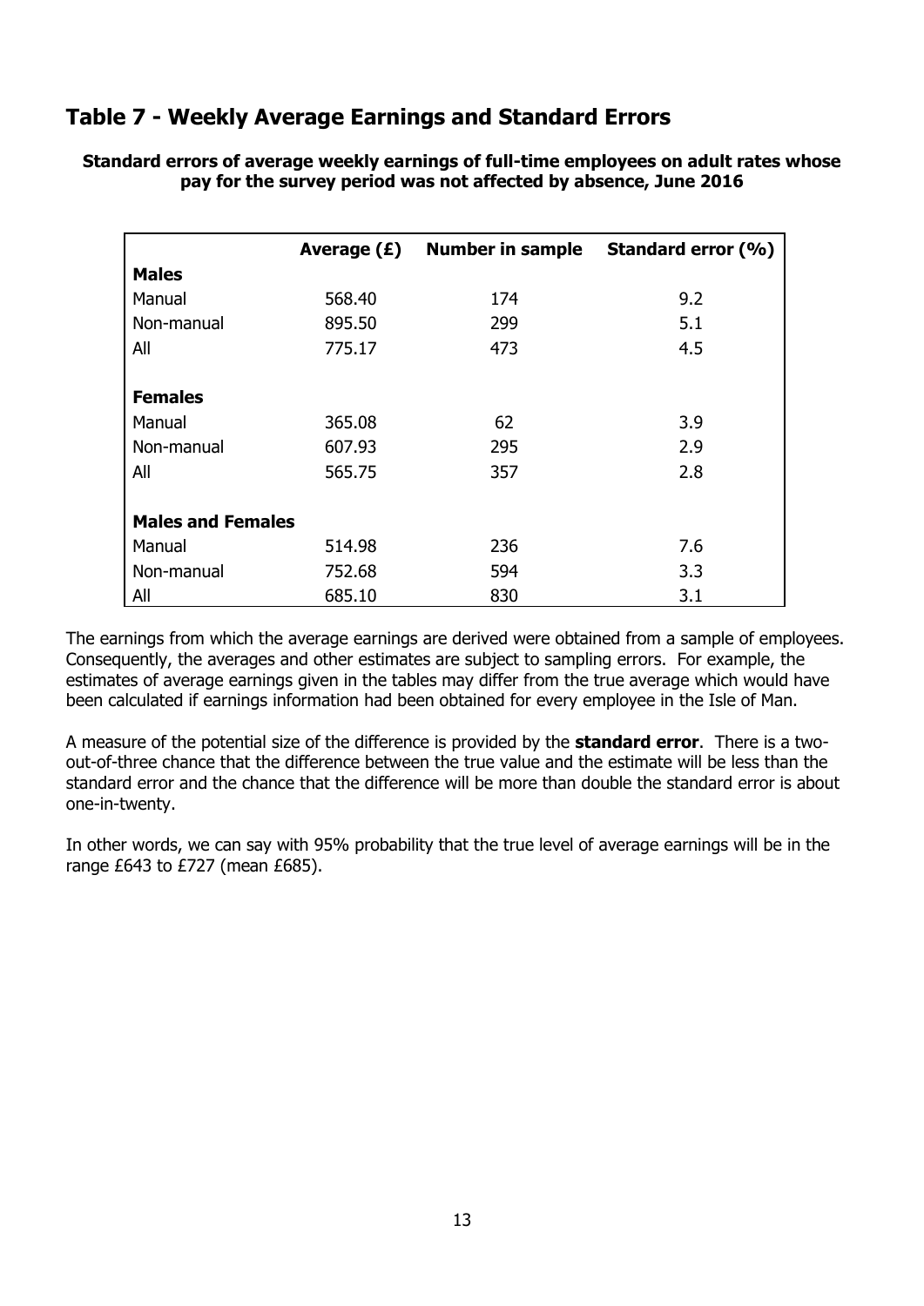## Table 7 - Weekly Average Earnings and Standard Errors

**Standard errors of average weekly earnings of full-time employees on adult rates whose pay for the survey period was not affected by absence, June 2016**

| | Average (£) | Number in sample | Standard error (%) |
|---|---|---|---|
| **Males** | | | |
| Manual | 568.40 | 174 | 9.2 |
| Non-manual | 895.50 | 299 | 5.1 |
| All | 775.17 | 473 | 4.5 |
| **Females** | | | |
| Manual | 365.08 | 62 | 3.9 |
| Non-manual | 607.93 | 295 | 2.9 |
| All | 565.75 | 357 | 2.8 |
| **Males and Females** | | | |
| Manual | 514.98 | 236 | 7.6 |
| Non-manual | 752.68 | 594 | 3.3 |
| All | 685.10 | 830 | 3.1 |

The earnings from which the average earnings are derived were obtained from a sample of employees. Consequently, the averages and other estimates are subject to sampling errors. For example, the estimates of average earnings given in the tables may differ from the true average which would have been calculated if earnings information had been obtained for every employee in the Isle of Man.

A measure of the potential size of the difference is provided by the **standard error**. There is a two-out-of-three chance that the difference between the true value and the estimate will be less than the standard error and the chance that the difference will be more than double the standard error is about one-in-twenty.

In other words, we can say with 95% probability that the true level of average earnings will be in the range £643 to £727 (mean £685).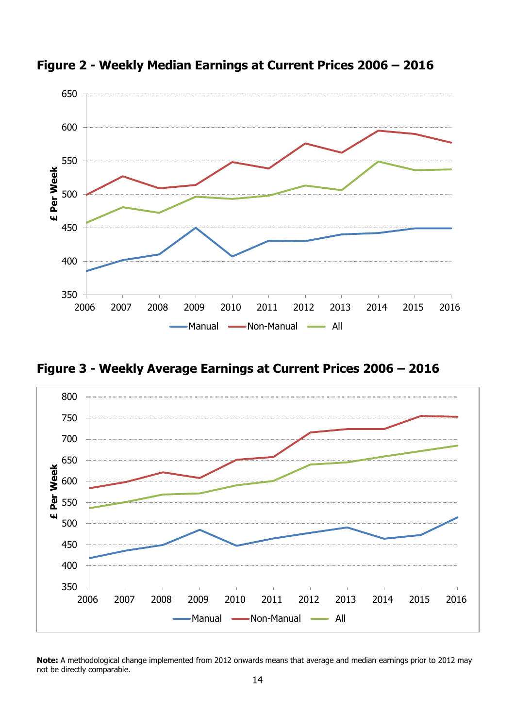## Figure 2 - Weekly Median Earnings at Current Prices 2006 – 2016

## Figure 3 - Weekly Average Earnings at Current Prices 2006 – 2016

**Note:** A methodological change implemented from 2012 onwards means that average and median earnings prior to 2012 may not be directly comparable.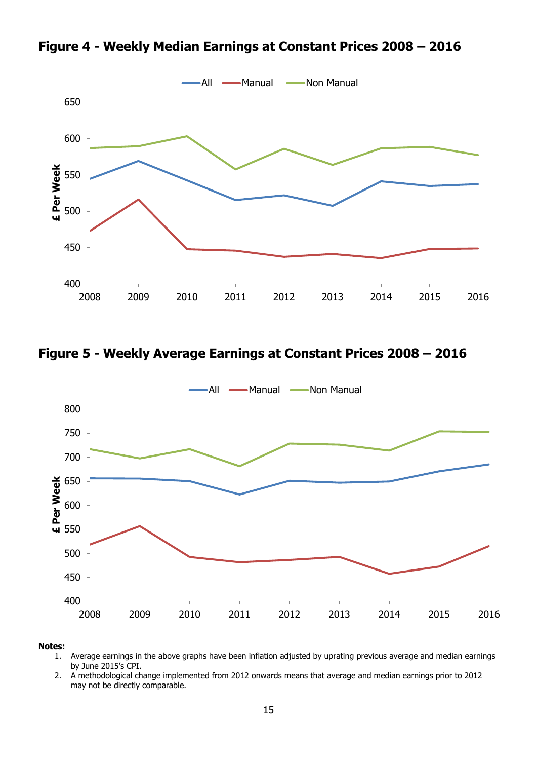## Figure 4 - Weekly Median Earnings at Constant Prices 2008 – 2016

## Figure 5 - Weekly Average Earnings at Constant Prices 2008 – 2016

**Notes:**

1. Average earnings in the above graphs have been inflation adjusted by uprating previous average and median earnings by June 2015's CPI.
2. A methodological change implemented from 2012 onwards means that average and median earnings prior to 2012 may not be directly comparable.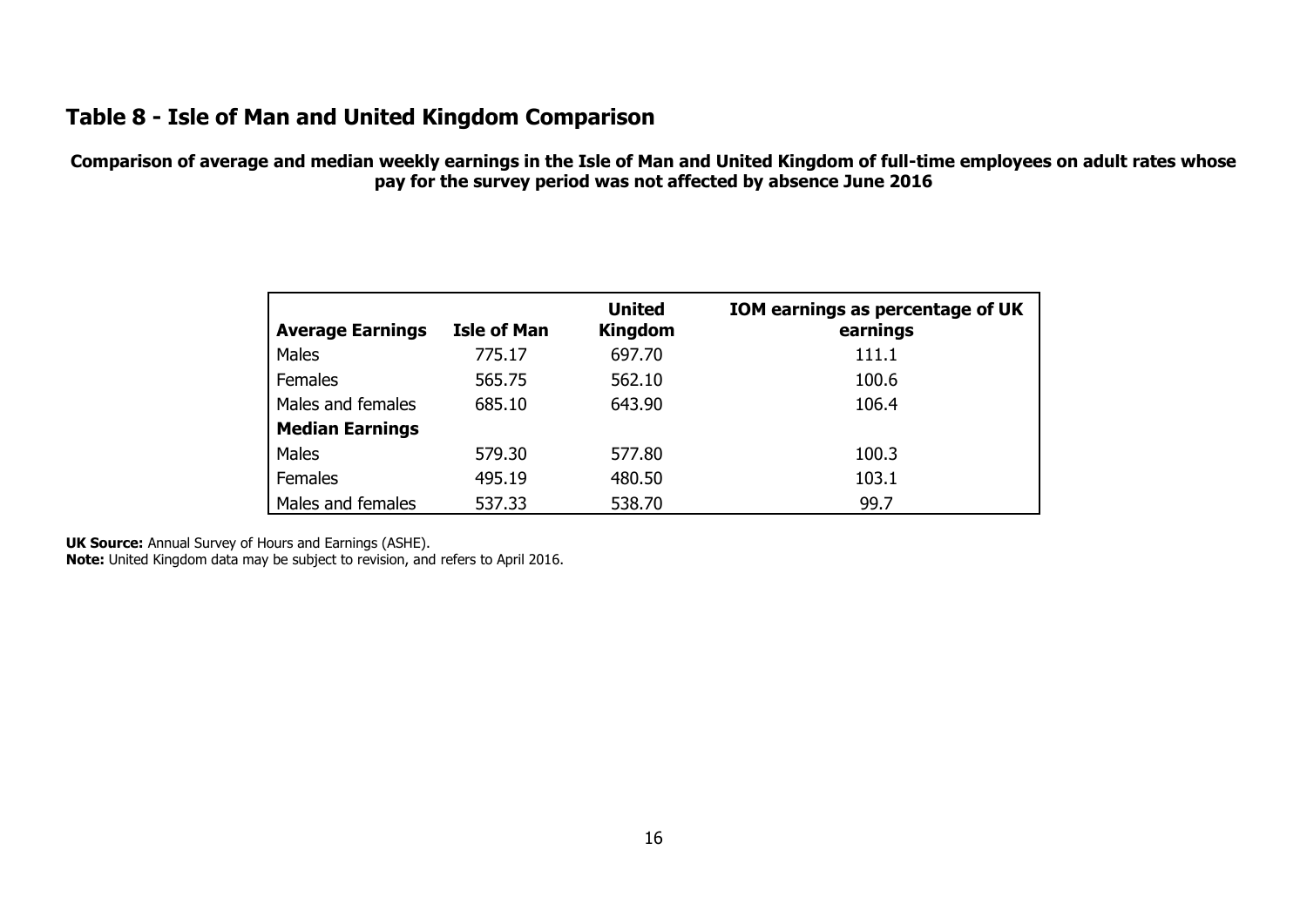# Table 8 - Isle of Man and United Kingdom Comparison

**Comparison of average and median weekly earnings in the Isle of Man and United Kingdom of full-time employees on adult rates whose pay for the survey period was not affected by absence June 2016**

| Average Earnings | Isle of Man | United Kingdom | IOM earnings as percentage of UK earnings |
|---|---|---|---|
| Males | 775.17 | 697.70 | 111.1 |
| Females | 565.75 | 562.10 | 100.6 |
| Males and females | 685.10 | 643.90 | 106.4 |
| **Median Earnings** | | | |
| Males | 579.30 | 577.80 | 100.3 |
| Females | 495.19 | 480.50 | 103.1 |
| Males and females | 537.33 | 538.70 | 99.7 |

**UK Source:** Annual Survey of Hours and Earnings (ASHE).
**Note:** United Kingdom data may be subject to revision, and refers to April 2016.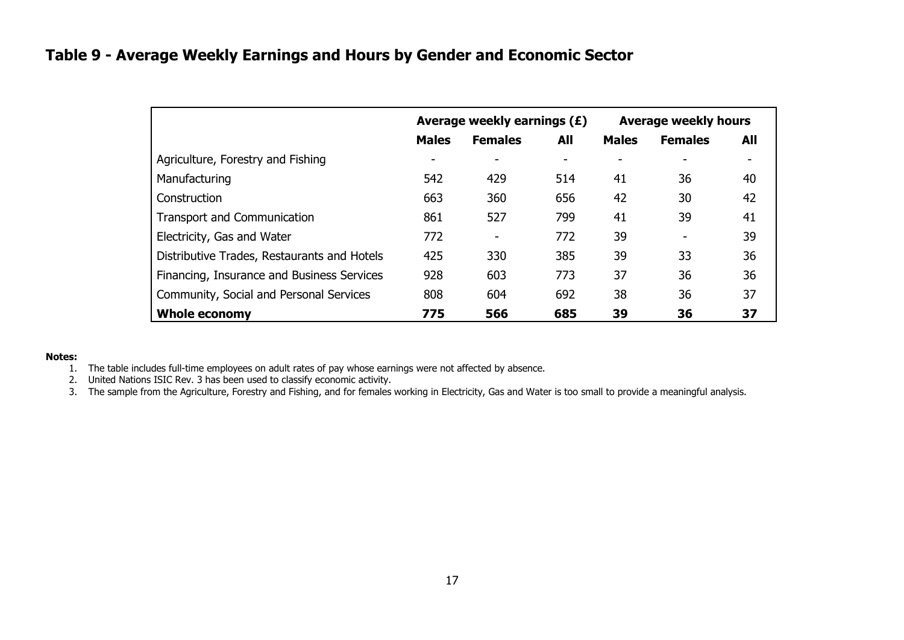## Table 9 - Average Weekly Earnings and Hours by Gender and Economic Sector

| | Average weekly earnings (£) | | | Average weekly hours | | |
|---|---|---|---|---|---|---|
| | **Males** | **Females** | **All** | **Males** | **Females** | **All** |
| Agriculture, Forestry and Fishing | - | - | - | - | - | - |
| Manufacturing | 542 | 429 | 514 | 41 | 36 | 40 |
| Construction | 663 | 360 | 656 | 42 | 30 | 42 |
| Transport and Communication | 861 | 527 | 799 | 41 | 39 | 41 |
| Electricity, Gas and Water | 772 | - | 772 | 39 | - | 39 |
| Distributive Trades, Restaurants and Hotels | 425 | 330 | 385 | 39 | 33 | 36 |
| Financing, Insurance and Business Services | 928 | 603 | 773 | 37 | 36 | 36 |
| Community, Social and Personal Services | 808 | 604 | 692 | 38 | 36 | 37 |
| **Whole economy** | **775** | **566** | **685** | **39** | **36** | **37** |

**Notes:**

1. The table includes full-time employees on adult rates of pay whose earnings were not affected by absence.
2. United Nations ISIC Rev. 3 has been used to classify economic activity.
3. The sample from the Agriculture, Forestry and Fishing, and for females working in Electricity, Gas and Water is too small to provide a meaningful analysis.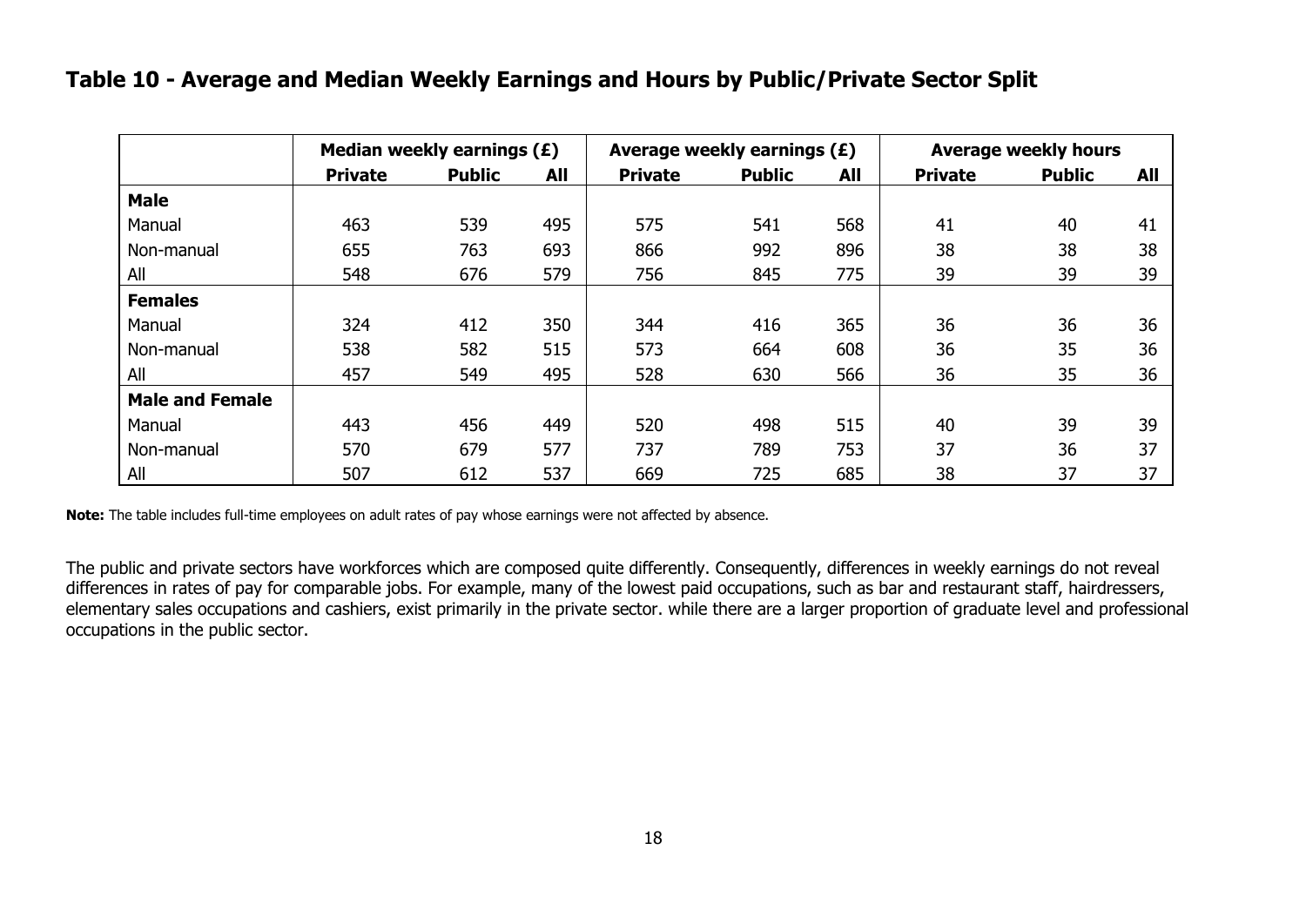## Table 10 - Average and Median Weekly Earnings and Hours by Public/Private Sector Split

| | Median weekly earnings (£) | | | Average weekly earnings (£) | | | Average weekly hours | | |
|---|---|---|---|---|---|---|---|---|---|
| | **Private** | **Public** | **All** | **Private** | **Public** | **All** | **Private** | **Public** | **All** |
| **Male** | | | | | | | | | |
| Manual | 463 | 539 | 495 | 575 | 541 | 568 | 41 | 40 | 41 |
| Non-manual | 655 | 763 | 693 | 866 | 992 | 896 | 38 | 38 | 38 |
| All | 548 | 676 | 579 | 756 | 845 | 775 | 39 | 39 | 39 |
| **Females** | | | | | | | | | |
| Manual | 324 | 412 | 350 | 344 | 416 | 365 | 36 | 36 | 36 |
| Non-manual | 538 | 582 | 515 | 573 | 664 | 608 | 36 | 35 | 36 |
| All | 457 | 549 | 495 | 528 | 630 | 566 | 36 | 35 | 36 |
| **Male and Female** | | | | | | | | | |
| Manual | 443 | 456 | 449 | 520 | 498 | 515 | 40 | 39 | 39 |
| Non-manual | 570 | 679 | 577 | 737 | 789 | 753 | 37 | 36 | 37 |
| All | 507 | 612 | 537 | 669 | 725 | 685 | 38 | 37 | 37 |

**Note:** The table includes full-time employees on adult rates of pay whose earnings were not affected by absence.

The public and private sectors have workforces which are composed quite differently. Consequently, differences in weekly earnings do not reveal differences in rates of pay for comparable jobs. For example, many of the lowest paid occupations, such as bar and restaurant staff, hairdressers, elementary sales occupations and cashiers, exist primarily in the private sector. while there are a larger proportion of graduate level and professional occupations in the public sector.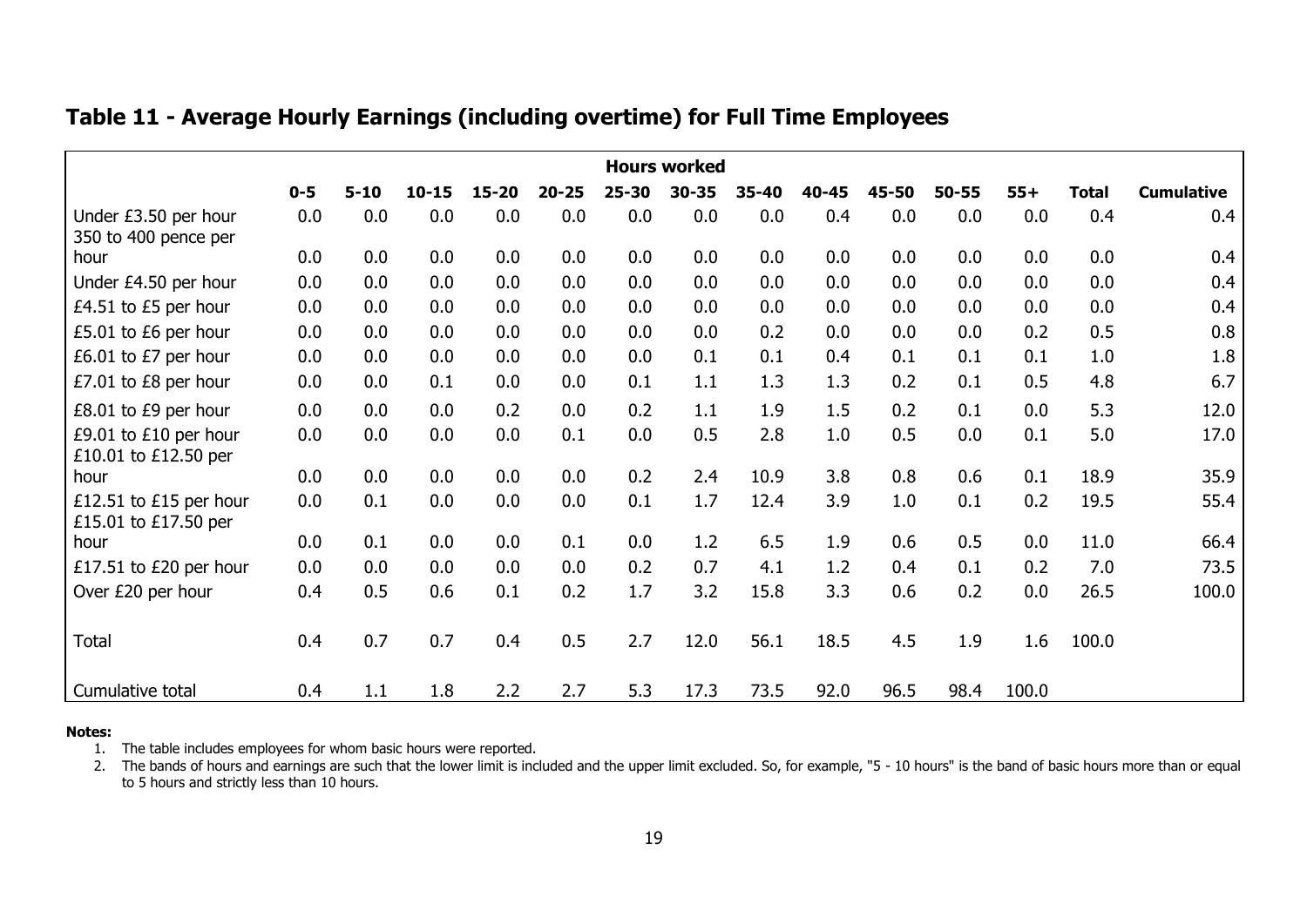## Table 11 - Average Hourly Earnings (including overtime) for Full Time Employees

| | Hours worked | | | | | | | | | | | | | |
|---|---|---|---|---|---|---|---|---|---|---|---|---|---|---|
| | **0-5** | **5-10** | **10-15** | **15-20** | **20-25** | **25-30** | **30-35** | **35-40** | **40-45** | **45-50** | **50-55** | **55+** | **Total** | **Cumulative** |
| Under £3.50 per hour | 0.0 | 0.0 | 0.0 | 0.0 | 0.0 | 0.0 | 0.0 | 0.0 | 0.4 | 0.0 | 0.0 | 0.0 | 0.4 | 0.4 |
| 350 to 400 pence per hour | 0.0 | 0.0 | 0.0 | 0.0 | 0.0 | 0.0 | 0.0 | 0.0 | 0.0 | 0.0 | 0.0 | 0.0 | 0.0 | 0.4 |
| Under £4.50 per hour | 0.0 | 0.0 | 0.0 | 0.0 | 0.0 | 0.0 | 0.0 | 0.0 | 0.0 | 0.0 | 0.0 | 0.0 | 0.0 | 0.4 |
| £4.51 to £5 per hour | 0.0 | 0.0 | 0.0 | 0.0 | 0.0 | 0.0 | 0.0 | 0.0 | 0.0 | 0.0 | 0.0 | 0.0 | 0.0 | 0.4 |
| £5.01 to £6 per hour | 0.0 | 0.0 | 0.0 | 0.0 | 0.0 | 0.0 | 0.0 | 0.2 | 0.0 | 0.0 | 0.0 | 0.2 | 0.5 | 0.8 |
| £6.01 to £7 per hour | 0.0 | 0.0 | 0.0 | 0.0 | 0.0 | 0.0 | 0.1 | 0.1 | 0.4 | 0.1 | 0.1 | 0.1 | 1.0 | 1.8 |
| £7.01 to £8 per hour | 0.0 | 0.0 | 0.1 | 0.0 | 0.0 | 0.1 | 1.1 | 1.3 | 1.3 | 0.2 | 0.1 | 0.5 | 4.8 | 6.7 |
| £8.01 to £9 per hour | 0.0 | 0.0 | 0.0 | 0.2 | 0.0 | 0.2 | 1.1 | 1.9 | 1.5 | 0.2 | 0.1 | 0.0 | 5.3 | 12.0 |
| £9.01 to £10 per hour | 0.0 | 0.0 | 0.0 | 0.0 | 0.1 | 0.0 | 0.5 | 2.8 | 1.0 | 0.5 | 0.0 | 0.1 | 5.0 | 17.0 |
| £10.01 to £12.50 per hour | 0.0 | 0.0 | 0.0 | 0.0 | 0.0 | 0.2 | 2.4 | 10.9 | 3.8 | 0.8 | 0.6 | 0.1 | 18.9 | 35.9 |
| £12.51 to £15 per hour | 0.0 | 0.1 | 0.0 | 0.0 | 0.0 | 0.1 | 1.7 | 12.4 | 3.9 | 1.0 | 0.1 | 0.2 | 19.5 | 55.4 |
| £15.01 to £17.50 per hour | 0.0 | 0.1 | 0.0 | 0.0 | 0.1 | 0.0 | 1.2 | 6.5 | 1.9 | 0.6 | 0.5 | 0.0 | 11.0 | 66.4 |
| £17.51 to £20 per hour | 0.0 | 0.0 | 0.0 | 0.0 | 0.0 | 0.2 | 0.7 | 4.1 | 1.2 | 0.4 | 0.1 | 0.2 | 7.0 | 73.5 |
| Over £20 per hour | 0.4 | 0.5 | 0.6 | 0.1 | 0.2 | 1.7 | 3.2 | 15.8 | 3.3 | 0.6 | 0.2 | 0.0 | 26.5 | 100.0 |
| Total | 0.4 | 0.7 | 0.7 | 0.4 | 0.5 | 2.7 | 12.0 | 56.1 | 18.5 | 4.5 | 1.9 | 1.6 | 100.0 | |
| Cumulative total | 0.4 | 1.1 | 1.8 | 2.2 | 2.7 | 5.3 | 17.3 | 73.5 | 92.0 | 96.5 | 98.4 | 100.0 | | |

**Notes:**

1. The table includes employees for whom basic hours were reported.
2. The bands of hours and earnings are such that the lower limit is included and the upper limit excluded. So, for example, "5 - 10 hours" is the band of basic hours more than or equal to 5 hours and strictly less than 10 hours.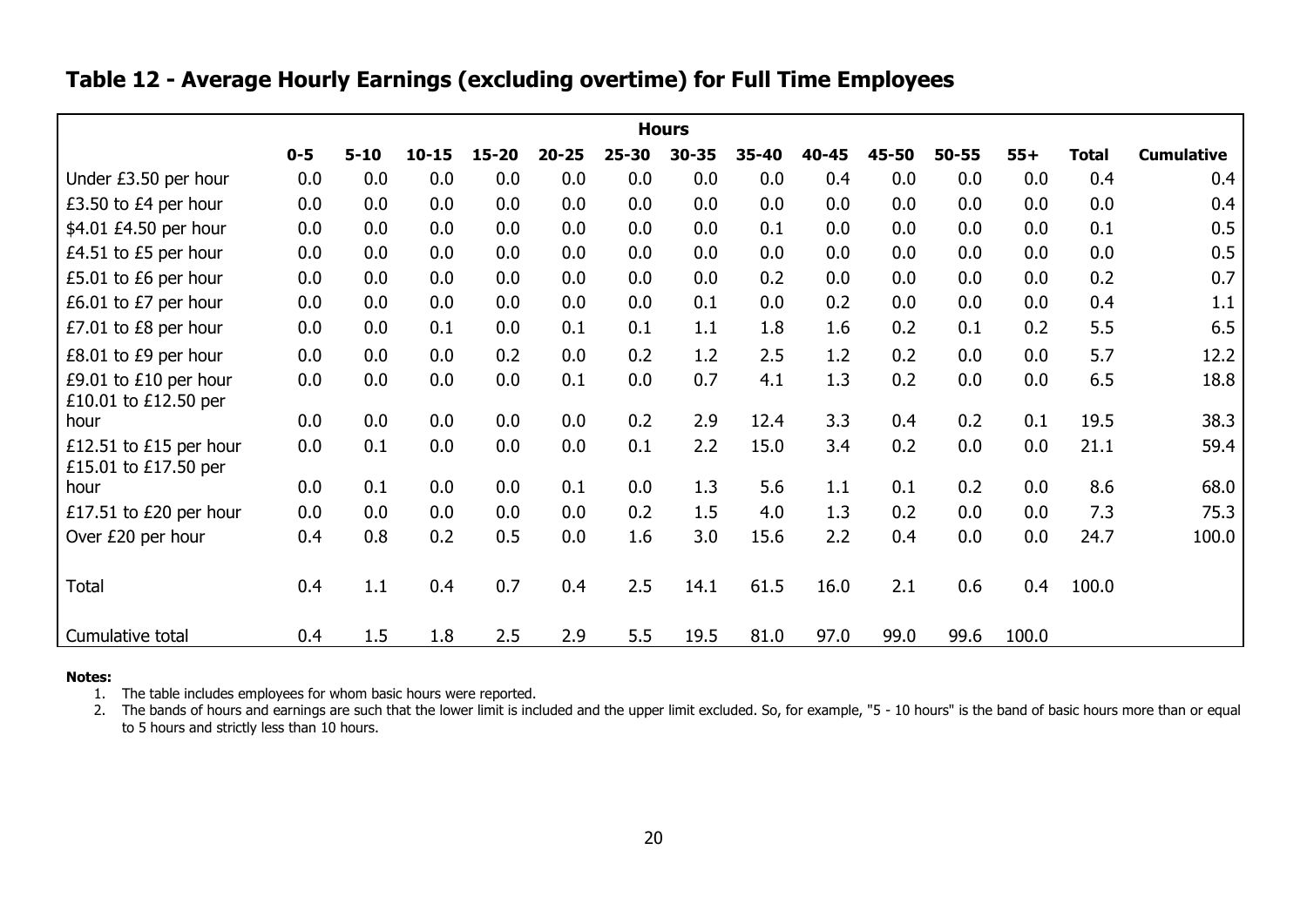## Table 12 - Average Hourly Earnings (excluding overtime) for Full Time Employees

| | Hours | | | | | | | | | | | | | |
|---|---|---|---|---|---|---|---|---|---|---|---|---|---|---|
| | 0-5 | 5-10 | 10-15 | 15-20 | 20-25 | 25-30 | 30-35 | 35-40 | 40-45 | 45-50 | 50-55 | 55+ | Total | Cumulative |
| Under £3.50 per hour | 0.0 | 0.0 | 0.0 | 0.0 | 0.0 | 0.0 | 0.0 | 0.0 | 0.4 | 0.0 | 0.0 | 0.0 | 0.4 | 0.4 |
| £3.50 to £4 per hour | 0.0 | 0.0 | 0.0 | 0.0 | 0.0 | 0.0 | 0.0 | 0.0 | 0.0 | 0.0 | 0.0 | 0.0 | 0.0 | 0.4 |
| $4.01 £4.50 per hour | 0.0 | 0.0 | 0.0 | 0.0 | 0.0 | 0.0 | 0.0 | 0.1 | 0.0 | 0.0 | 0.0 | 0.0 | 0.1 | 0.5 |
| £4.51 to £5 per hour | 0.0 | 0.0 | 0.0 | 0.0 | 0.0 | 0.0 | 0.0 | 0.0 | 0.0 | 0.0 | 0.0 | 0.0 | 0.0 | 0.5 |
| £5.01 to £6 per hour | 0.0 | 0.0 | 0.0 | 0.0 | 0.0 | 0.0 | 0.0 | 0.2 | 0.0 | 0.0 | 0.0 | 0.0 | 0.2 | 0.7 |
| £6.01 to £7 per hour | 0.0 | 0.0 | 0.0 | 0.0 | 0.0 | 0.0 | 0.1 | 0.0 | 0.2 | 0.0 | 0.0 | 0.0 | 0.4 | 1.1 |
| £7.01 to £8 per hour | 0.0 | 0.0 | 0.1 | 0.0 | 0.1 | 0.1 | 1.1 | 1.8 | 1.6 | 0.2 | 0.1 | 0.2 | 5.5 | 6.5 |
| £8.01 to £9 per hour | 0.0 | 0.0 | 0.0 | 0.2 | 0.0 | 0.2 | 1.2 | 2.5 | 1.2 | 0.2 | 0.0 | 0.0 | 5.7 | 12.2 |
| £9.01 to £10 per hour | 0.0 | 0.0 | 0.0 | 0.0 | 0.1 | 0.0 | 0.7 | 4.1 | 1.3 | 0.2 | 0.0 | 0.0 | 6.5 | 18.8 |
| £10.01 to £12.50 per hour | 0.0 | 0.0 | 0.0 | 0.0 | 0.0 | 0.2 | 2.9 | 12.4 | 3.3 | 0.4 | 0.2 | 0.1 | 19.5 | 38.3 |
| £12.51 to £15 per hour | 0.0 | 0.1 | 0.0 | 0.0 | 0.0 | 0.1 | 2.2 | 15.0 | 3.4 | 0.2 | 0.0 | 0.0 | 21.1 | 59.4 |
| £15.01 to £17.50 per hour | 0.0 | 0.1 | 0.0 | 0.0 | 0.1 | 0.0 | 1.3 | 5.6 | 1.1 | 0.1 | 0.2 | 0.0 | 8.6 | 68.0 |
| £17.51 to £20 per hour | 0.0 | 0.0 | 0.0 | 0.0 | 0.0 | 0.2 | 1.5 | 4.0 | 1.3 | 0.2 | 0.0 | 0.0 | 7.3 | 75.3 |
| Over £20 per hour | 0.4 | 0.8 | 0.2 | 0.5 | 0.0 | 1.6 | 3.0 | 15.6 | 2.2 | 0.4 | 0.0 | 0.0 | 24.7 | 100.0 |
| Total | 0.4 | 1.1 | 0.4 | 0.7 | 0.4 | 2.5 | 14.1 | 61.5 | 16.0 | 2.1 | 0.6 | 0.4 | 100.0 | |
| Cumulative total | 0.4 | 1.5 | 1.8 | 2.5 | 2.9 | 5.5 | 19.5 | 81.0 | 97.0 | 99.0 | 99.6 | 100.0 | | |

**Notes:**

1. The table includes employees for whom basic hours were reported.
2. The bands of hours and earnings are such that the lower limit is included and the upper limit excluded. So, for example, "5 - 10 hours" is the band of basic hours more than or equal to 5 hours and strictly less than 10 hours.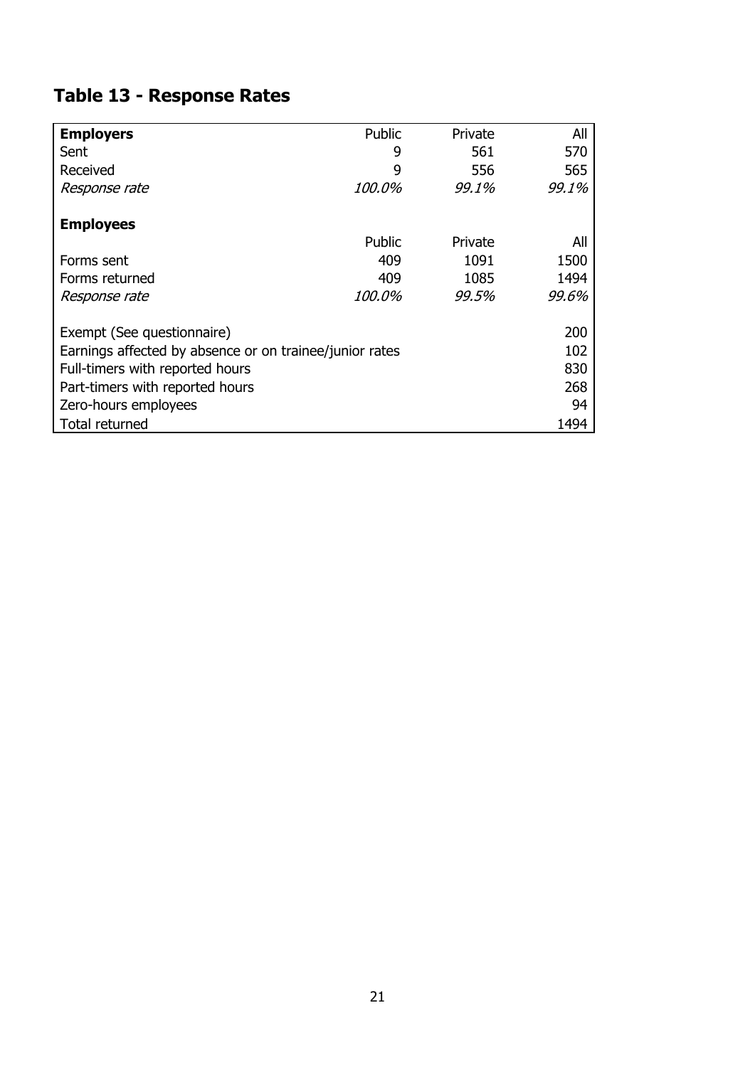## Table 13 - Response Rates

| **Employers** | Public | Private | All |
|---|---|---|---|
| Sent | 9 | 561 | 570 |
| Received | 9 | 556 | 565 |
| *Response rate* | *100.0%* | *99.1%* | *99.1%* |
| | | | |
| **Employees** | | | |
| | Public | Private | All |
| Forms sent | 409 | 1091 | 1500 |
| Forms returned | 409 | 1085 | 1494 |
| *Response rate* | *100.0%* | *99.5%* | *99.6%* |
| | | | |
| Exempt (See questionnaire) | | | 200 |
| Earnings affected by absence or on trainee/junior rates | | | 102 |
| Full-timers with reported hours | | | 830 |
| Part-timers with reported hours | | | 268 |
| Zero-hours employees | | | 94 |
| Total returned | | | 1494 |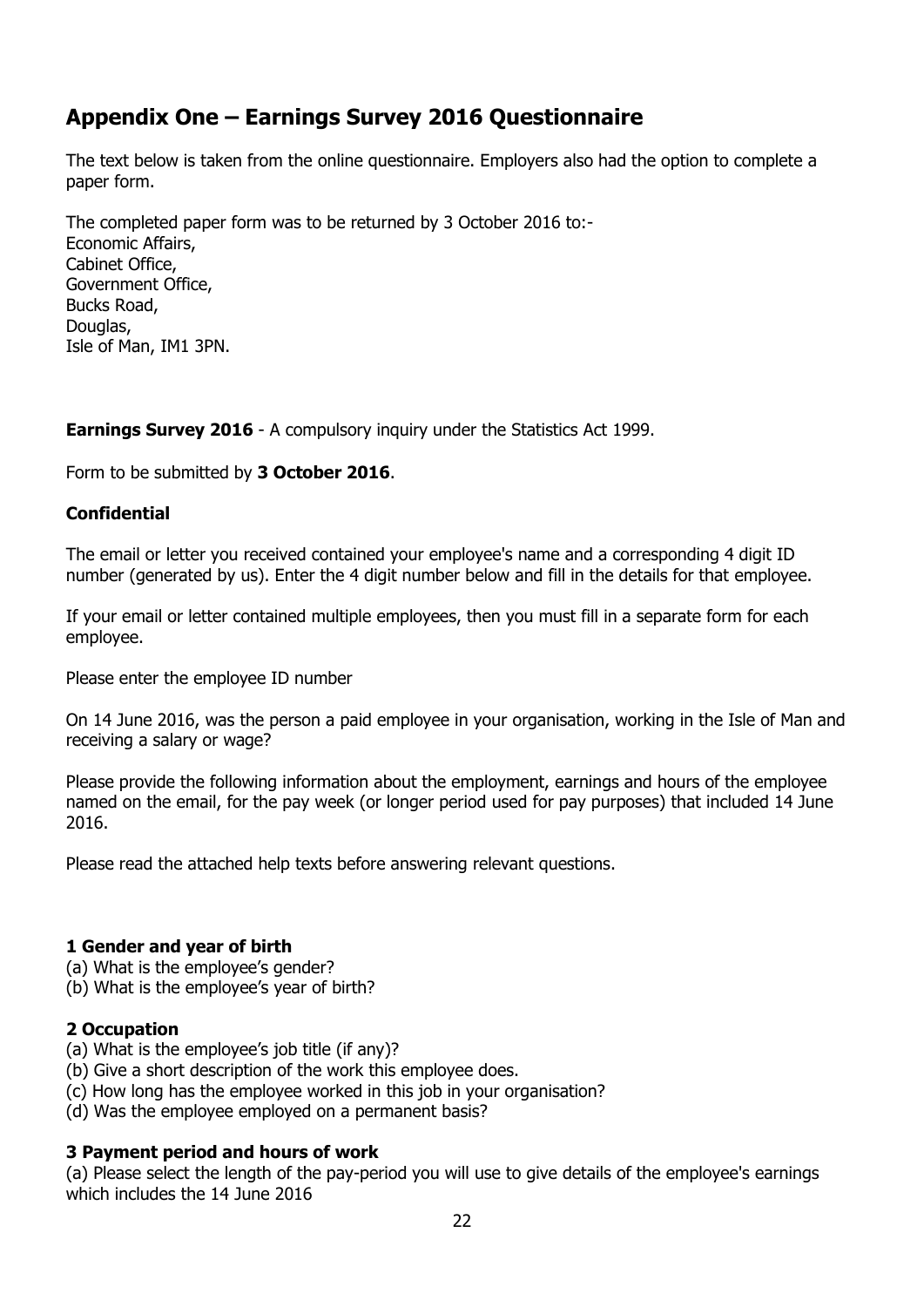## Appendix One – Earnings Survey 2016 Questionnaire

The text below is taken from the online questionnaire. Employers also had the option to complete a paper form.

The completed paper form was to be returned by 3 October 2016 to:-
Economic Affairs,
Cabinet Office,
Government Office,
Bucks Road,
Douglas,
Isle of Man, IM1 3PN.

**Earnings Survey 2016** - A compulsory inquiry under the Statistics Act 1999.

Form to be submitted by **3 October 2016**.

**Confidential**

The email or letter you received contained your employee's name and a corresponding 4 digit ID number (generated by us). Enter the 4 digit number below and fill in the details for that employee.

If your email or letter contained multiple employees, then you must fill in a separate form for each employee.

Please enter the employee ID number

On 14 June 2016, was the person a paid employee in your organisation, working in the Isle of Man and receiving a salary or wage?

Please provide the following information about the employment, earnings and hours of the employee named on the email, for the pay week (or longer period used for pay purposes) that included 14 June 2016.

Please read the attached help texts before answering relevant questions.

**1 Gender and year of birth**
(a) What is the employee's gender?
(b) What is the employee's year of birth?

**2 Occupation**
(a) What is the employee's job title (if any)?
(b) Give a short description of the work this employee does.
(c) How long has the employee worked in this job in your organisation?
(d) Was the employee employed on a permanent basis?

**3 Payment period and hours of work**
(a) Please select the length of the pay-period you will use to give details of the employee's earnings which includes the 14 June 2016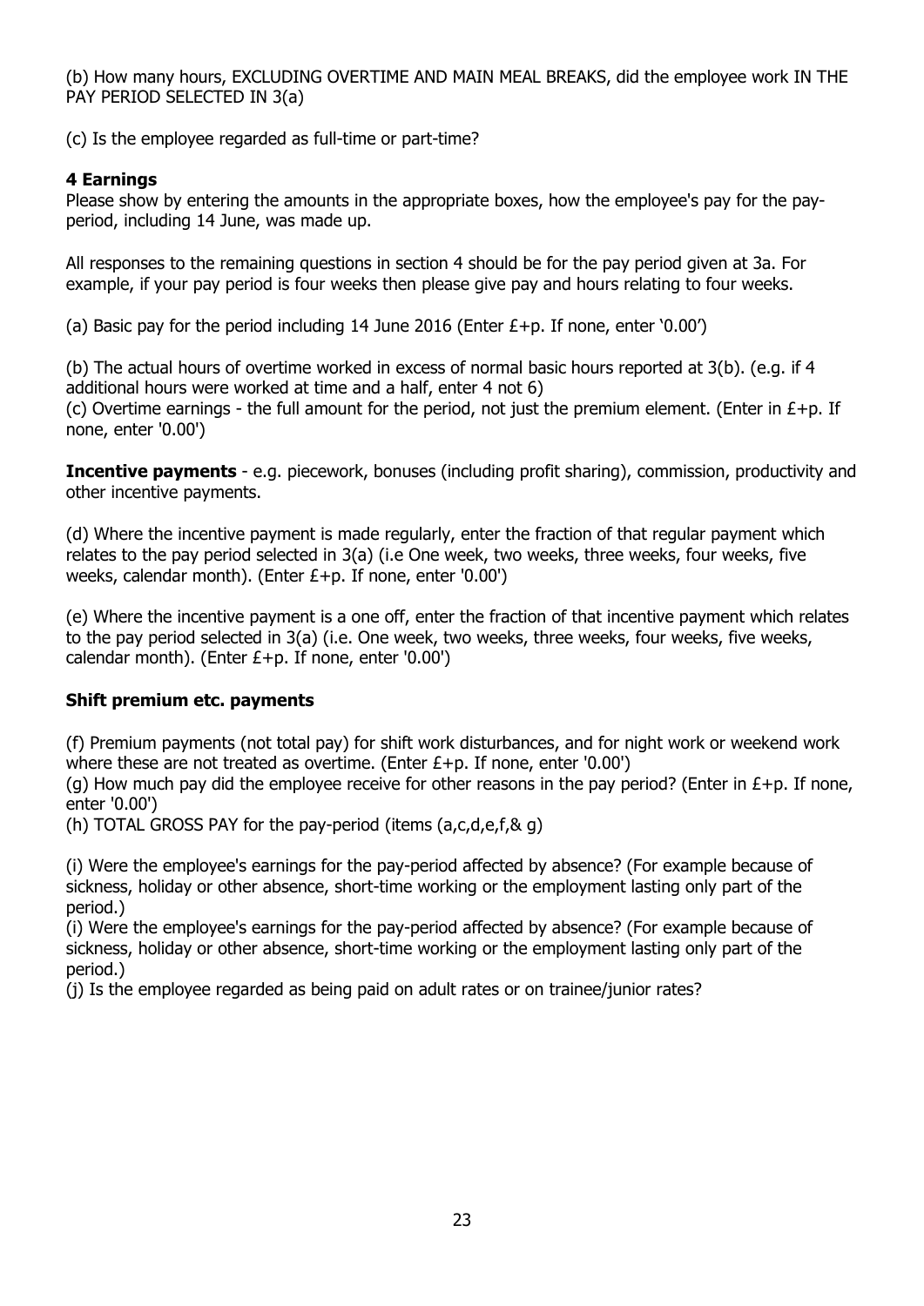(b) How many hours, EXCLUDING OVERTIME AND MAIN MEAL BREAKS, did the employee work IN THE PAY PERIOD SELECTED IN 3(a)

(c) Is the employee regarded as full-time or part-time?

### 4 Earnings

Please show by entering the amounts in the appropriate boxes, how the employee's pay for the pay-period, including 14 June, was made up.

All responses to the remaining questions in section 4 should be for the pay period given at 3a. For example, if your pay period is four weeks then please give pay and hours relating to four weeks.

(a) Basic pay for the period including 14 June 2016 (Enter £+p. If none, enter '0.00')

(b) The actual hours of overtime worked in excess of normal basic hours reported at 3(b). (e.g. if 4 additional hours were worked at time and a half, enter 4 not 6)
(c) Overtime earnings - the full amount for the period, not just the premium element. (Enter in £+p. If none, enter '0.00')

**Incentive payments** - e.g. piecework, bonuses (including profit sharing), commission, productivity and other incentive payments.

(d) Where the incentive payment is made regularly, enter the fraction of that regular payment which relates to the pay period selected in 3(a) (i.e One week, two weeks, three weeks, four weeks, five weeks, calendar month). (Enter £+p. If none, enter '0.00')

(e) Where the incentive payment is a one off, enter the fraction of that incentive payment which relates to the pay period selected in 3(a) (i.e. One week, two weeks, three weeks, four weeks, five weeks, calendar month). (Enter £+p. If none, enter '0.00')

### Shift premium etc. payments

(f) Premium payments (not total pay) for shift work disturbances, and for night work or weekend work where these are not treated as overtime. (Enter £+p. If none, enter '0.00')
(g) How much pay did the employee receive for other reasons in the pay period? (Enter in £+p. If none, enter '0.00')
(h) TOTAL GROSS PAY for the pay-period (items (a,c,d,e,f,& g)

(i) Were the employee's earnings for the pay-period affected by absence? (For example because of sickness, holiday or other absence, short-time working or the employment lasting only part of the period.)
(i) Were the employee's earnings for the pay-period affected by absence? (For example because of sickness, holiday or other absence, short-time working or the employment lasting only part of the period.)
(j) Is the employee regarded as being paid on adult rates or on trainee/junior rates?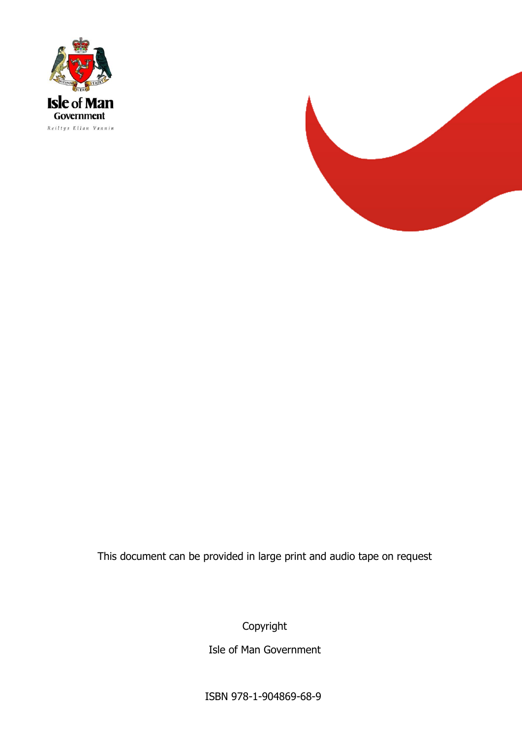Isle of Man Government

Reiltys Ellan Vannin

This document can be provided in large print and audio tape on request

Copyright

Isle of Man Government

ISBN 978-1-904869-68-9